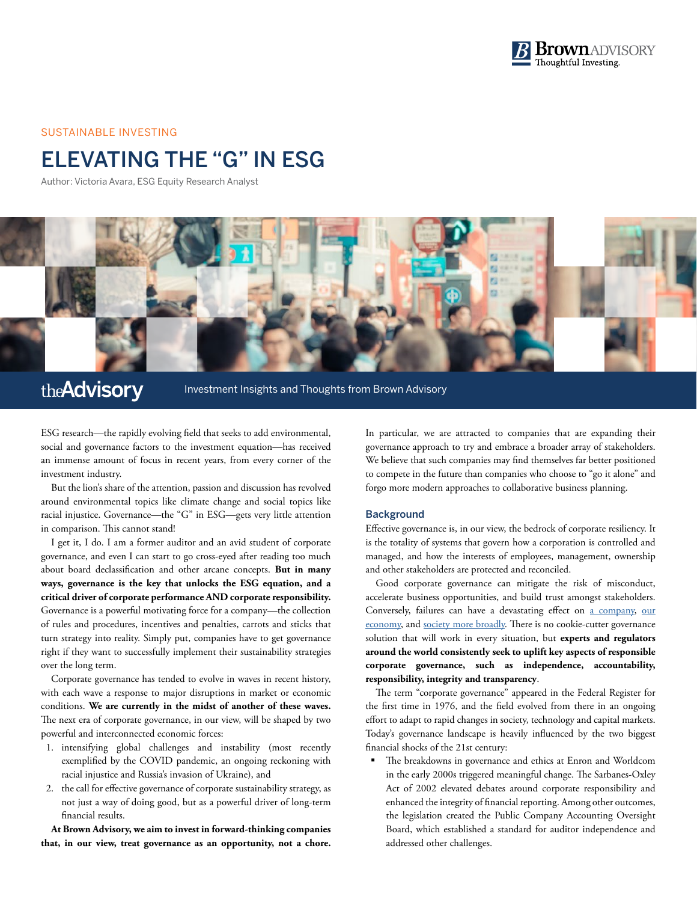SUSTAINABLE INVESTING

# ELEVATING THE "G" IN ESG

Author: Victoria Avara, ESG Equity Research Analyst

theAdvisory — Investment Insights and Thoughts from Brown Advisory

ESG research—the rapidly evolving field that seeks to add environmental, social and governance factors to the investment equation—has received an immense amount of focus in recent years, from every corner of the investment industry.

But the lion's share of the attention, passion and discussion has revolved around environmental topics like climate change and social topics like racial injustice. Governance—the "G" in ESG—gets very little attention in comparison. This cannot stand!

I get it, I do. I am a former auditor and an avid student of corporate governance, and even I can start to go cross-eyed after reading too much about board declassification and other arcane concepts. **But in many ways, governance is the key that unlocks the ESG equation, and a critical driver of corporate performance AND corporate responsibility.** Governance is a powerful motivating force for a company—the collection of rules and procedures, incentives and penalties, carrots and sticks that turn strategy into reality. Simply put, companies have to get governance right if they want to successfully implement their sustainability strategies over the long term.

Corporate governance has tended to evolve in waves in recent history, with each wave a response to major disruptions in market or economic conditions. **We are currently in the midst of another of these waves.** The next era of corporate governance, in our view, will be shaped by two powerful and interconnected economic forces:

1. intensifying global challenges and instability (most recently exemplified by the COVID pandemic, an ongoing reckoning with racial injustice and Russia's invasion of Ukraine), and
2. the call for effective governance of corporate sustainability strategy, as not just a way of doing good, but as a powerful driver of long-term financial results.

**At Brown Advisory, we aim to invest in forward-thinking companies that, in our view, treat governance as an opportunity, not a chore.** In particular, we are attracted to companies that are expanding their governance approach to try and embrace a broader array of stakeholders. We believe that such companies may find themselves far better positioned to compete in the future than companies who choose to "go it alone" and forgo more modern approaches to collaborative business planning.

## Background

Effective governance is, in our view, the bedrock of corporate resiliency. It is the totality of systems that govern how a corporation is controlled and managed, and how the interests of employees, management, ownership and other stakeholders are protected and reconciled.

Good corporate governance can mitigate the risk of misconduct, accelerate business opportunities, and build trust amongst stakeholders. Conversely, failures can have a devastating effect on a company, our economy, and society more broadly. There is no cookie-cutter governance solution that will work in every situation, but **experts and regulators around the world consistently seek to uplift key aspects of responsible corporate governance, such as independence, accountability, responsibility, integrity and transparency**.

The term "corporate governance" appeared in the Federal Register for the first time in 1976, and the field evolved from there in an ongoing effort to adapt to rapid changes in society, technology and capital markets. Today's governance landscape is heavily influenced by the two biggest financial shocks of the 21st century:

- The breakdowns in governance and ethics at Enron and Worldcom in the early 2000s triggered meaningful change. The Sarbanes-Oxley Act of 2002 elevated debates around corporate responsibility and enhanced the integrity of financial reporting. Among other outcomes, the legislation created the Public Company Accounting Oversight Board, which established a standard for auditor independence and addressed other challenges.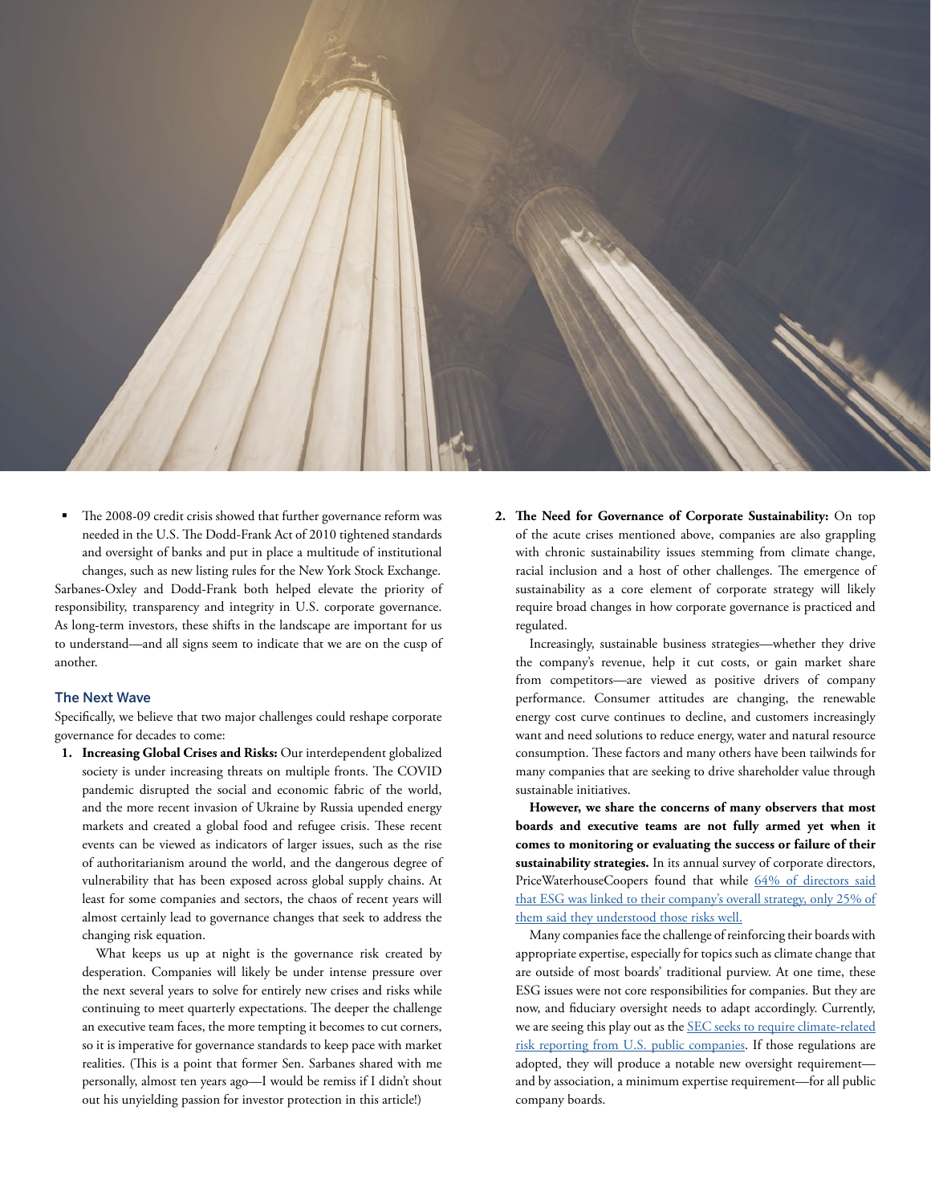- The 2008-09 credit crisis showed that further governance reform was needed in the U.S. The Dodd-Frank Act of 2010 tightened standards and oversight of banks and put in place a multitude of institutional changes, such as new listing rules for the New York Stock Exchange.

Sarbanes-Oxley and Dodd-Frank both helped elevate the priority of responsibility, transparency and integrity in U.S. corporate governance. As long-term investors, these shifts in the landscape are important for us to understand—and all signs seem to indicate that we are on the cusp of another.

## The Next Wave

Specifically, we believe that two major challenges could reshape corporate governance for decades to come:

1. **Increasing Global Crises and Risks:** Our interdependent globalized society is under increasing threats on multiple fronts. The COVID pandemic disrupted the social and economic fabric of the world, and the more recent invasion of Ukraine by Russia upended energy markets and created a global food and refugee crisis. These recent events can be viewed as indicators of larger issues, such as the rise of authoritarianism around the world, and the dangerous degree of vulnerability that has been exposed across global supply chains. At least for some companies and sectors, the chaos of recent years will almost certainly lead to governance changes that seek to address the changing risk equation.

   What keeps us up at night is the governance risk created by desperation. Companies will likely be under intense pressure over the next several years to solve for entirely new crises and risks while continuing to meet quarterly expectations. The deeper the challenge an executive team faces, the more tempting it becomes to cut corners, so it is imperative for governance standards to keep pace with market realities. (This is a point that former Sen. Sarbanes shared with me personally, almost ten years ago—I would be remiss if I didn't shout out his unyielding passion for investor protection in this article!)

2. **The Need for Governance of Corporate Sustainability:** On top of the acute crises mentioned above, companies are also grappling with chronic sustainability issues stemming from climate change, racial inclusion and a host of other challenges. The emergence of sustainability as a core element of corporate strategy will likely require broad changes in how corporate governance is practiced and regulated.

   Increasingly, sustainable business strategies—whether they drive the company's revenue, help it cut costs, or gain market share from competitors—are viewed as positive drivers of company performance. Consumer attitudes are changing, the renewable energy cost curve continues to decline, and customers increasingly want and need solutions to reduce energy, water and natural resource consumption. These factors and many others have been tailwinds for many companies that are seeking to drive shareholder value through sustainable initiatives.

   **However, we share the concerns of many observers that most boards and executive teams are not fully armed yet when it comes to monitoring or evaluating the success or failure of their sustainability strategies.** In its annual survey of corporate directors, PriceWaterhouseCoopers found that while 64% of directors said that ESG was linked to their company's overall strategy, only 25% of them said they understood those risks well.

   Many companies face the challenge of reinforcing their boards with appropriate expertise, especially for topics such as climate change that are outside of most boards' traditional purview. At one time, these ESG issues were not core responsibilities for companies. But they are now, and fiduciary oversight needs to adapt accordingly. Currently, we are seeing this play out as the SEC seeks to require climate-related risk reporting from U.S. public companies. If those regulations are adopted, they will produce a notable new oversight requirement—and by association, a minimum expertise requirement—for all public company boards.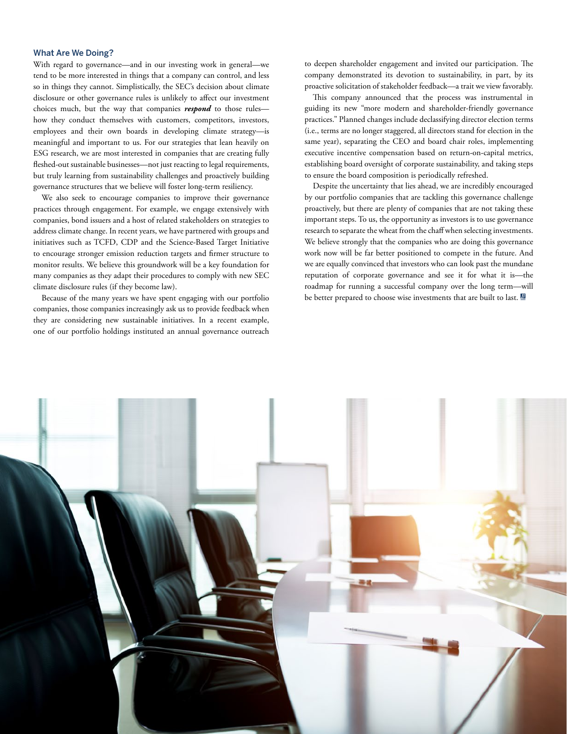### What Are We Doing?

With regard to governance—and in our investing work in general—we tend to be more interested in things that a company can control, and less so in things they cannot. Simplistically, the SEC's decision about climate disclosure or other governance rules is unlikely to affect our investment choices much, but the way that companies ***respond*** to those rules—how they conduct themselves with customers, competitors, investors, employees and their own boards in developing climate strategy—is meaningful and important to us. For our strategies that lean heavily on ESG research, we are most interested in companies that are creating fully fleshed-out sustainable businesses—not just reacting to legal requirements, but truly learning from sustainability challenges and proactively building governance structures that we believe will foster long-term resiliency.

We also seek to encourage companies to improve their governance practices through engagement. For example, we engage extensively with companies, bond issuers and a host of related stakeholders on strategies to address climate change. In recent years, we have partnered with groups and initiatives such as TCFD, CDP and the Science-Based Target Initiative to encourage stronger emission reduction targets and firmer structure to monitor results. We believe this groundwork will be a key foundation for many companies as they adapt their procedures to comply with new SEC climate disclosure rules (if they become law).

Because of the many years we have spent engaging with our portfolio companies, those companies increasingly ask us to provide feedback when they are considering new sustainable initiatives. In a recent example, one of our portfolio holdings instituted an annual governance outreach to deepen shareholder engagement and invited our participation. The company demonstrated its devotion to sustainability, in part, by its proactive solicitation of stakeholder feedback—a trait we view favorably.

This company announced that the process was instrumental in guiding its new "more modern and shareholder-friendly governance practices." Planned changes include declassifying director election terms (i.e., terms are no longer staggered, all directors stand for election in the same year), separating the CEO and board chair roles, implementing executive incentive compensation based on return-on-capital metrics, establishing board oversight of corporate sustainability, and taking steps to ensure the board composition is periodically refreshed.

Despite the uncertainty that lies ahead, we are incredibly encouraged by our portfolio companies that are tackling this governance challenge proactively, but there are plenty of companies that are not taking these important steps. To us, the opportunity as investors is to use governance research to separate the wheat from the chaff when selecting investments. We believe strongly that the companies who are doing this governance work now will be far better positioned to compete in the future. And we are equally convinced that investors who can look past the mundane reputation of corporate governance and see it for what it is—the roadmap for running a successful company over the long term—will be better prepared to choose wise investments that are built to last.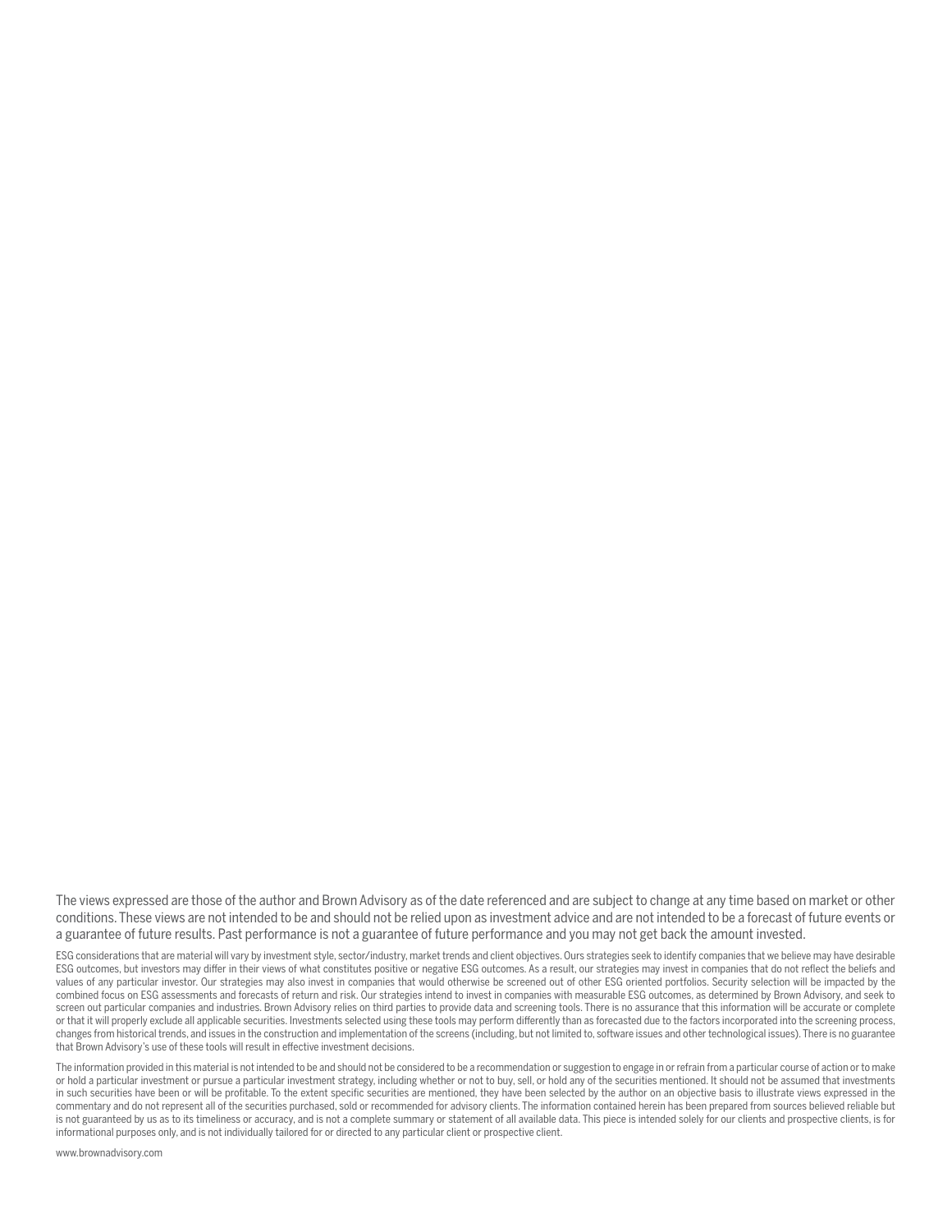The views expressed are those of the author and Brown Advisory as of the date referenced and are subject to change at any time based on market or other conditions. These views are not intended to be and should not be relied upon as investment advice and are not intended to be a forecast of future events or a guarantee of future results. Past performance is not a guarantee of future performance and you may not get back the amount invested.

ESG considerations that are material will vary by investment style, sector/industry, market trends and client objectives. Ours strategies seek to identify companies that we believe may have desirable ESG outcomes, but investors may differ in their views of what constitutes positive or negative ESG outcomes. As a result, our strategies may invest in companies that do not reflect the beliefs and values of any particular investor. Our strategies may also invest in companies that would otherwise be screened out of other ESG oriented portfolios. Security selection will be impacted by the combined focus on ESG assessments and forecasts of return and risk. Our strategies intend to invest in companies with measurable ESG outcomes, as determined by Brown Advisory, and seek to screen out particular companies and industries. Brown Advisory relies on third parties to provide data and screening tools. There is no assurance that this information will be accurate or complete or that it will properly exclude all applicable securities. Investments selected using these tools may perform differently than as forecasted due to the factors incorporated into the screening process, changes from historical trends, and issues in the construction and implementation of the screens (including, but not limited to, software issues and other technological issues). There is no guarantee that Brown Advisory's use of these tools will result in effective investment decisions.

The information provided in this material is not intended to be and should not be considered to be a recommendation or suggestion to engage in or refrain from a particular course of action or to make or hold a particular investment or pursue a particular investment strategy, including whether or not to buy, sell, or hold any of the securities mentioned. It should not be assumed that investments in such securities have been or will be profitable. To the extent specific securities are mentioned, they have been selected by the author on an objective basis to illustrate views expressed in the commentary and do not represent all of the securities purchased, sold or recommended for advisory clients. The information contained herein has been prepared from sources believed reliable but is not guaranteed by us as to its timeliness or accuracy, and is not a complete summary or statement of all available data. This piece is intended solely for our clients and prospective clients, is for informational purposes only, and is not individually tailored for or directed to any particular client or prospective client.

www.brownadvisory.com